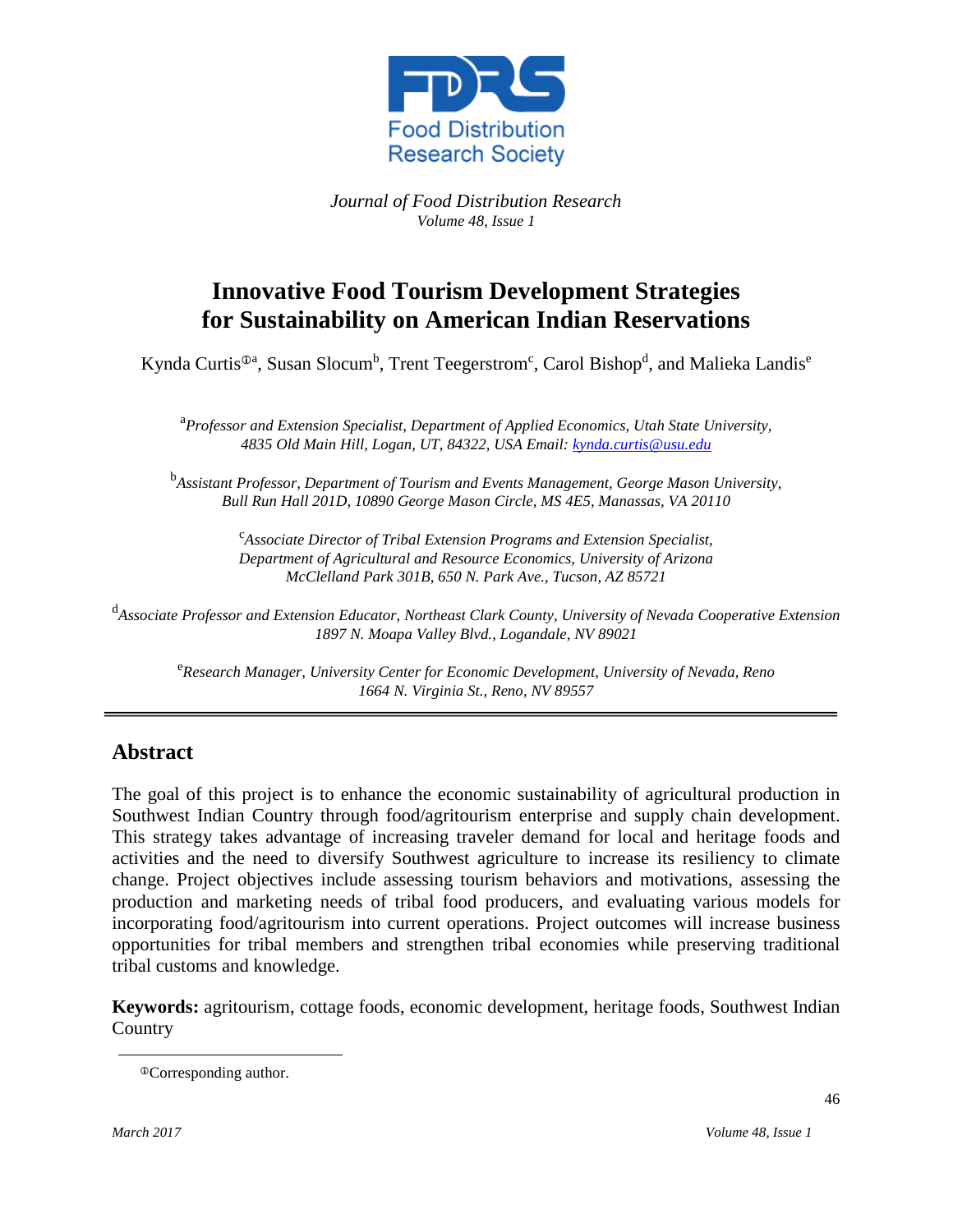Food Distribution Research Society

*Journal of Food Distribution Research*
*Volume 48, Issue 1*

# Innovative Food Tourism Development Strategies for Sustainability on American Indian Reservations

Kynda Curtis[a], Susan Slocum[b], Trent Teegerstrom[c], Carol Bishop[d], and Malieka Landis[e]

[a]*Professor and Extension Specialist, Department of Applied Economics, Utah State University, 4835 Old Main Hill, Logan, UT, 84322, USA Email: kynda.curtis@usu.edu*

[b]*Assistant Professor, Department of Tourism and Events Management, George Mason University, Bull Run Hall 201D, 10890 George Mason Circle, MS 4E5, Manassas, VA 20110*

[c]*Associate Director of Tribal Extension Programs and Extension Specialist, Department of Agricultural and Resource Economics, University of Arizona McClelland Park 301B, 650 N. Park Ave., Tucson, AZ 85721*

[d]*Associate Professor and Extension Educator, Northeast Clark County, University of Nevada Cooperative Extension 1897 N. Moapa Valley Blvd., Logandale, NV 89021*

[e]*Research Manager, University Center for Economic Development, University of Nevada, Reno 1664 N. Virginia St., Reno, NV 89557*

## Abstract

The goal of this project is to enhance the economic sustainability of agricultural production in Southwest Indian Country through food/agritourism enterprise and supply chain development. This strategy takes advantage of increasing traveler demand for local and heritage foods and activities and the need to diversify Southwest agriculture to increase its resiliency to climate change. Project objectives include assessing tourism behaviors and motivations, assessing the production and marketing needs of tribal food producers, and evaluating various models for incorporating food/agritourism into current operations. Project outcomes will increase business opportunities for tribal members and strengthen tribal economies while preserving traditional tribal customs and knowledge.

**Keywords:** agritourism, cottage foods, economic development, heritage foods, Southwest Indian Country

Corresponding author.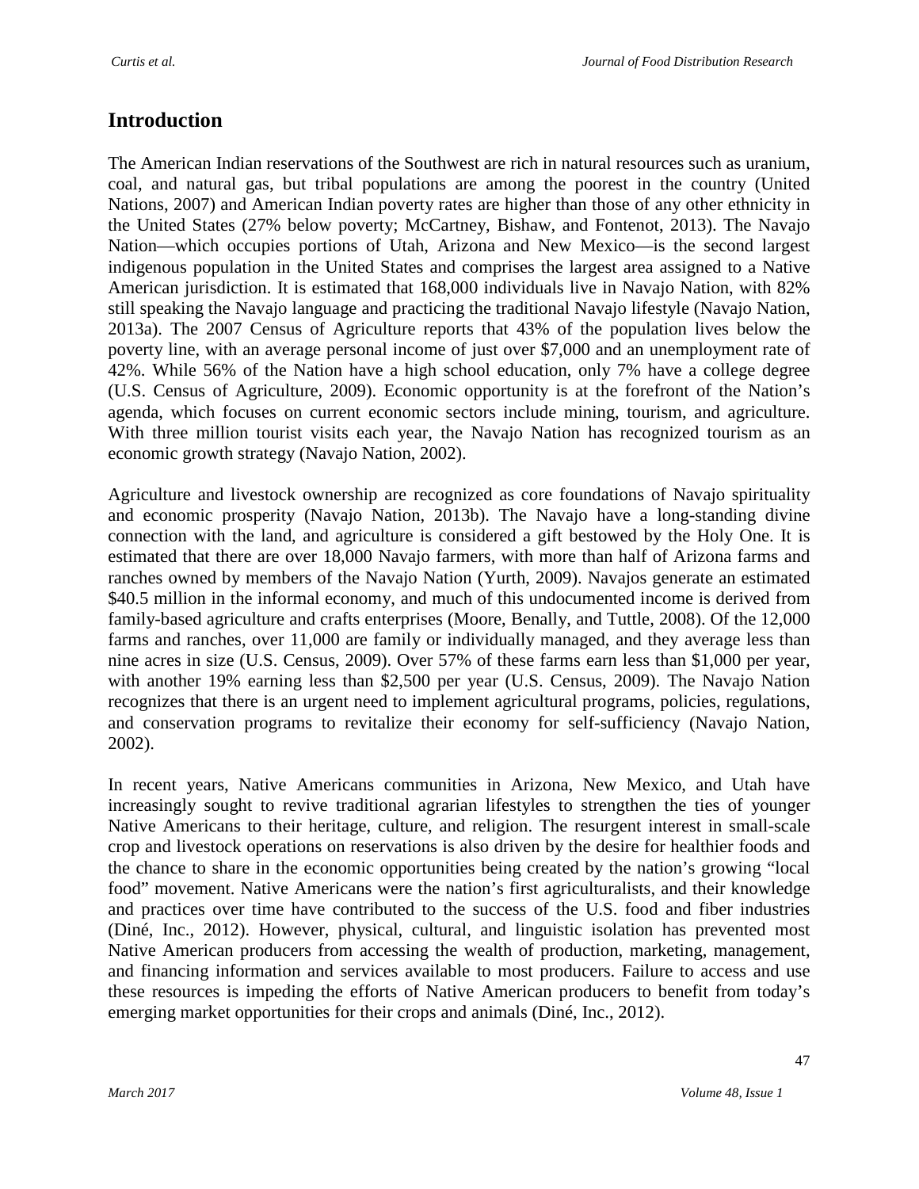## Introduction

The American Indian reservations of the Southwest are rich in natural resources such as uranium, coal, and natural gas, but tribal populations are among the poorest in the country (United Nations, 2007) and American Indian poverty rates are higher than those of any other ethnicity in the United States (27% below poverty; McCartney, Bishaw, and Fontenot, 2013). The Navajo Nation—which occupies portions of Utah, Arizona and New Mexico—is the second largest indigenous population in the United States and comprises the largest area assigned to a Native American jurisdiction. It is estimated that 168,000 individuals live in Navajo Nation, with 82% still speaking the Navajo language and practicing the traditional Navajo lifestyle (Navajo Nation, 2013a). The 2007 Census of Agriculture reports that 43% of the population lives below the poverty line, with an average personal income of just over $7,000 and an unemployment rate of 42%. While 56% of the Nation have a high school education, only 7% have a college degree (U.S. Census of Agriculture, 2009). Economic opportunity is at the forefront of the Nation's agenda, which focuses on current economic sectors include mining, tourism, and agriculture. With three million tourist visits each year, the Navajo Nation has recognized tourism as an economic growth strategy (Navajo Nation, 2002).

Agriculture and livestock ownership are recognized as core foundations of Navajo spirituality and economic prosperity (Navajo Nation, 2013b). The Navajo have a long-standing divine connection with the land, and agriculture is considered a gift bestowed by the Holy One. It is estimated that there are over 18,000 Navajo farmers, with more than half of Arizona farms and ranches owned by members of the Navajo Nation (Yurth, 2009). Navajos generate an estimated $40.5 million in the informal economy, and much of this undocumented income is derived from family-based agriculture and crafts enterprises (Moore, Benally, and Tuttle, 2008). Of the 12,000 farms and ranches, over 11,000 are family or individually managed, and they average less than nine acres in size (U.S. Census, 2009). Over 57% of these farms earn less than $1,000 per year, with another 19% earning less than $2,500 per year (U.S. Census, 2009). The Navajo Nation recognizes that there is an urgent need to implement agricultural programs, policies, regulations, and conservation programs to revitalize their economy for self-sufficiency (Navajo Nation, 2002).

In recent years, Native Americans communities in Arizona, New Mexico, and Utah have increasingly sought to revive traditional agrarian lifestyles to strengthen the ties of younger Native Americans to their heritage, culture, and religion. The resurgent interest in small-scale crop and livestock operations on reservations is also driven by the desire for healthier foods and the chance to share in the economic opportunities being created by the nation's growing "local food" movement. Native Americans were the nation's first agriculturalists, and their knowledge and practices over time have contributed to the success of the U.S. food and fiber industries (Diné, Inc., 2012). However, physical, cultural, and linguistic isolation has prevented most Native American producers from accessing the wealth of production, marketing, management, and financing information and services available to most producers. Failure to access and use these resources is impeding the efforts of Native American producers to benefit from today's emerging market opportunities for their crops and animals (Diné, Inc., 2012).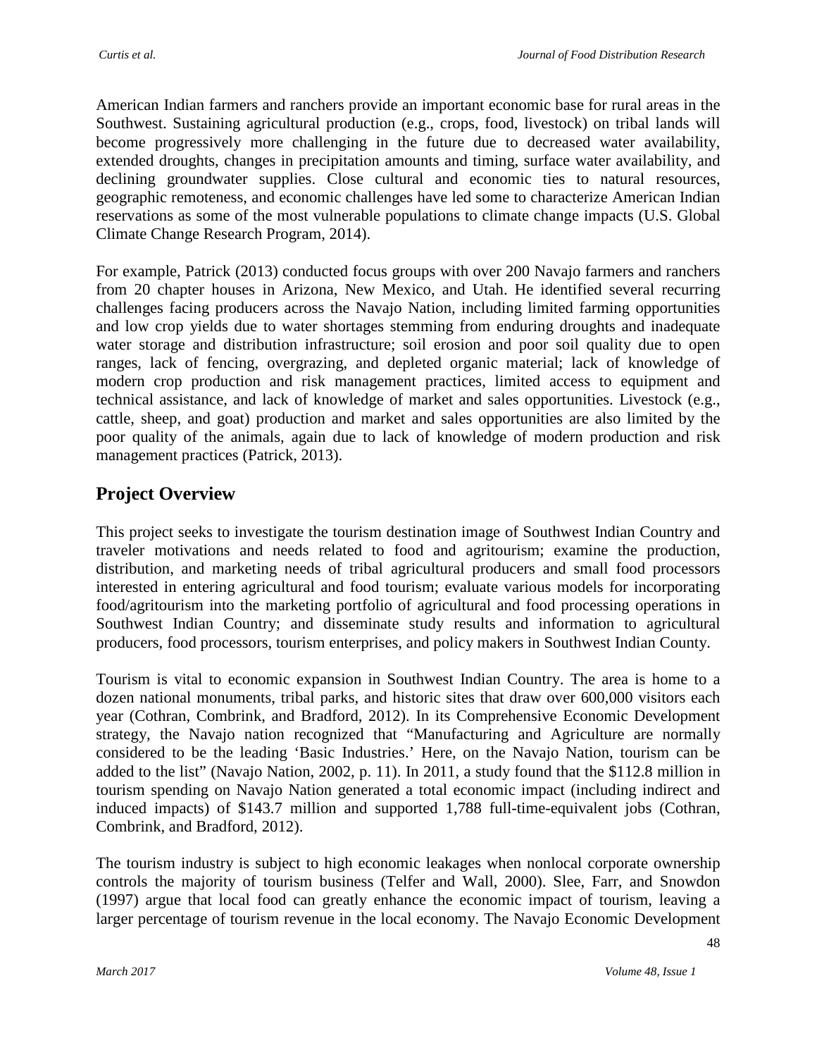American Indian farmers and ranchers provide an important economic base for rural areas in the Southwest. Sustaining agricultural production (e.g., crops, food, livestock) on tribal lands will become progressively more challenging in the future due to decreased water availability, extended droughts, changes in precipitation amounts and timing, surface water availability, and declining groundwater supplies. Close cultural and economic ties to natural resources, geographic remoteness, and economic challenges have led some to characterize American Indian reservations as some of the most vulnerable populations to climate change impacts (U.S. Global Climate Change Research Program, 2014).

For example, Patrick (2013) conducted focus groups with over 200 Navajo farmers and ranchers from 20 chapter houses in Arizona, New Mexico, and Utah. He identified several recurring challenges facing producers across the Navajo Nation, including limited farming opportunities and low crop yields due to water shortages stemming from enduring droughts and inadequate water storage and distribution infrastructure; soil erosion and poor soil quality due to open ranges, lack of fencing, overgrazing, and depleted organic material; lack of knowledge of modern crop production and risk management practices, limited access to equipment and technical assistance, and lack of knowledge of market and sales opportunities. Livestock (e.g., cattle, sheep, and goat) production and market and sales opportunities are also limited by the poor quality of the animals, again due to lack of knowledge of modern production and risk management practices (Patrick, 2013).

## Project Overview

This project seeks to investigate the tourism destination image of Southwest Indian Country and traveler motivations and needs related to food and agritourism; examine the production, distribution, and marketing needs of tribal agricultural producers and small food processors interested in entering agricultural and food tourism; evaluate various models for incorporating food/agritourism into the marketing portfolio of agricultural and food processing operations in Southwest Indian Country; and disseminate study results and information to agricultural producers, food processors, tourism enterprises, and policy makers in Southwest Indian County.

Tourism is vital to economic expansion in Southwest Indian Country. The area is home to a dozen national monuments, tribal parks, and historic sites that draw over 600,000 visitors each year (Cothran, Combrink, and Bradford, 2012). In its Comprehensive Economic Development strategy, the Navajo nation recognized that "Manufacturing and Agriculture are normally considered to be the leading 'Basic Industries.' Here, on the Navajo Nation, tourism can be added to the list" (Navajo Nation, 2002, p. 11). In 2011, a study found that the $112.8 million in tourism spending on Navajo Nation generated a total economic impact (including indirect and induced impacts) of $143.7 million and supported 1,788 full-time-equivalent jobs (Cothran, Combrink, and Bradford, 2012).

The tourism industry is subject to high economic leakages when nonlocal corporate ownership controls the majority of tourism business (Telfer and Wall, 2000). Slee, Farr, and Snowdon (1997) argue that local food can greatly enhance the economic impact of tourism, leaving a larger percentage of tourism revenue in the local economy. The Navajo Economic Development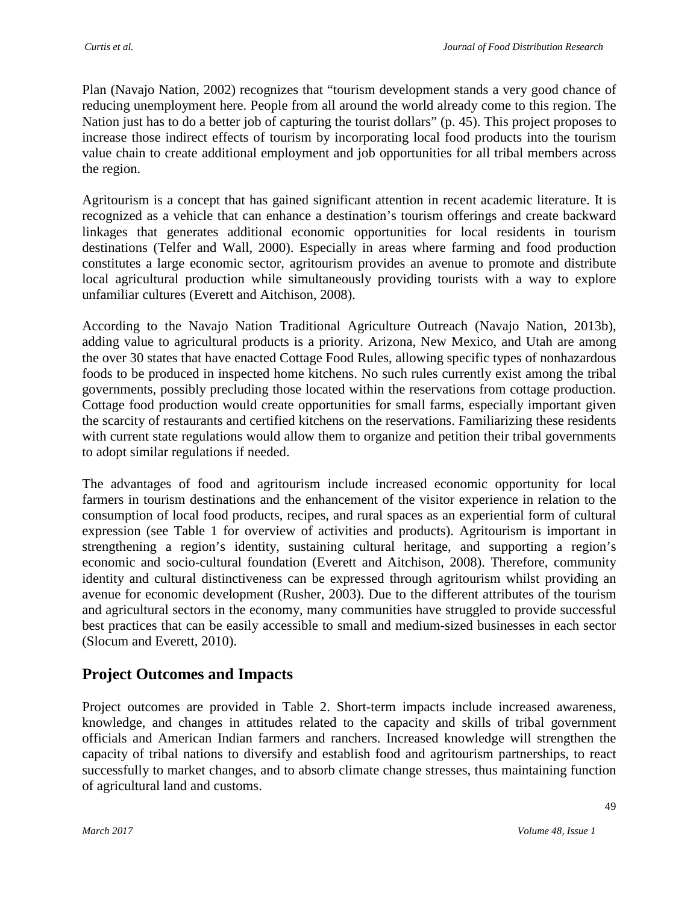Plan (Navajo Nation, 2002) recognizes that "tourism development stands a very good chance of reducing unemployment here. People from all around the world already come to this region. The Nation just has to do a better job of capturing the tourist dollars" (p. 45). This project proposes to increase those indirect effects of tourism by incorporating local food products into the tourism value chain to create additional employment and job opportunities for all tribal members across the region.

Agritourism is a concept that has gained significant attention in recent academic literature. It is recognized as a vehicle that can enhance a destination's tourism offerings and create backward linkages that generates additional economic opportunities for local residents in tourism destinations (Telfer and Wall, 2000). Especially in areas where farming and food production constitutes a large economic sector, agritourism provides an avenue to promote and distribute local agricultural production while simultaneously providing tourists with a way to explore unfamiliar cultures (Everett and Aitchison, 2008).

According to the Navajo Nation Traditional Agriculture Outreach (Navajo Nation, 2013b), adding value to agricultural products is a priority. Arizona, New Mexico, and Utah are among the over 30 states that have enacted Cottage Food Rules, allowing specific types of nonhazardous foods to be produced in inspected home kitchens. No such rules currently exist among the tribal governments, possibly precluding those located within the reservations from cottage production. Cottage food production would create opportunities for small farms, especially important given the scarcity of restaurants and certified kitchens on the reservations. Familiarizing these residents with current state regulations would allow them to organize and petition their tribal governments to adopt similar regulations if needed.

The advantages of food and agritourism include increased economic opportunity for local farmers in tourism destinations and the enhancement of the visitor experience in relation to the consumption of local food products, recipes, and rural spaces as an experiential form of cultural expression (see Table 1 for overview of activities and products). Agritourism is important in strengthening a region's identity, sustaining cultural heritage, and supporting a region's economic and socio-cultural foundation (Everett and Aitchison, 2008). Therefore, community identity and cultural distinctiveness can be expressed through agritourism whilst providing an avenue for economic development (Rusher, 2003). Due to the different attributes of the tourism and agricultural sectors in the economy, many communities have struggled to provide successful best practices that can be easily accessible to small and medium-sized businesses in each sector (Slocum and Everett, 2010).

## Project Outcomes and Impacts

Project outcomes are provided in Table 2. Short-term impacts include increased awareness, knowledge, and changes in attitudes related to the capacity and skills of tribal government officials and American Indian farmers and ranchers. Increased knowledge will strengthen the capacity of tribal nations to diversify and establish food and agritourism partnerships, to react successfully to market changes, and to absorb climate change stresses, thus maintaining function of agricultural land and customs.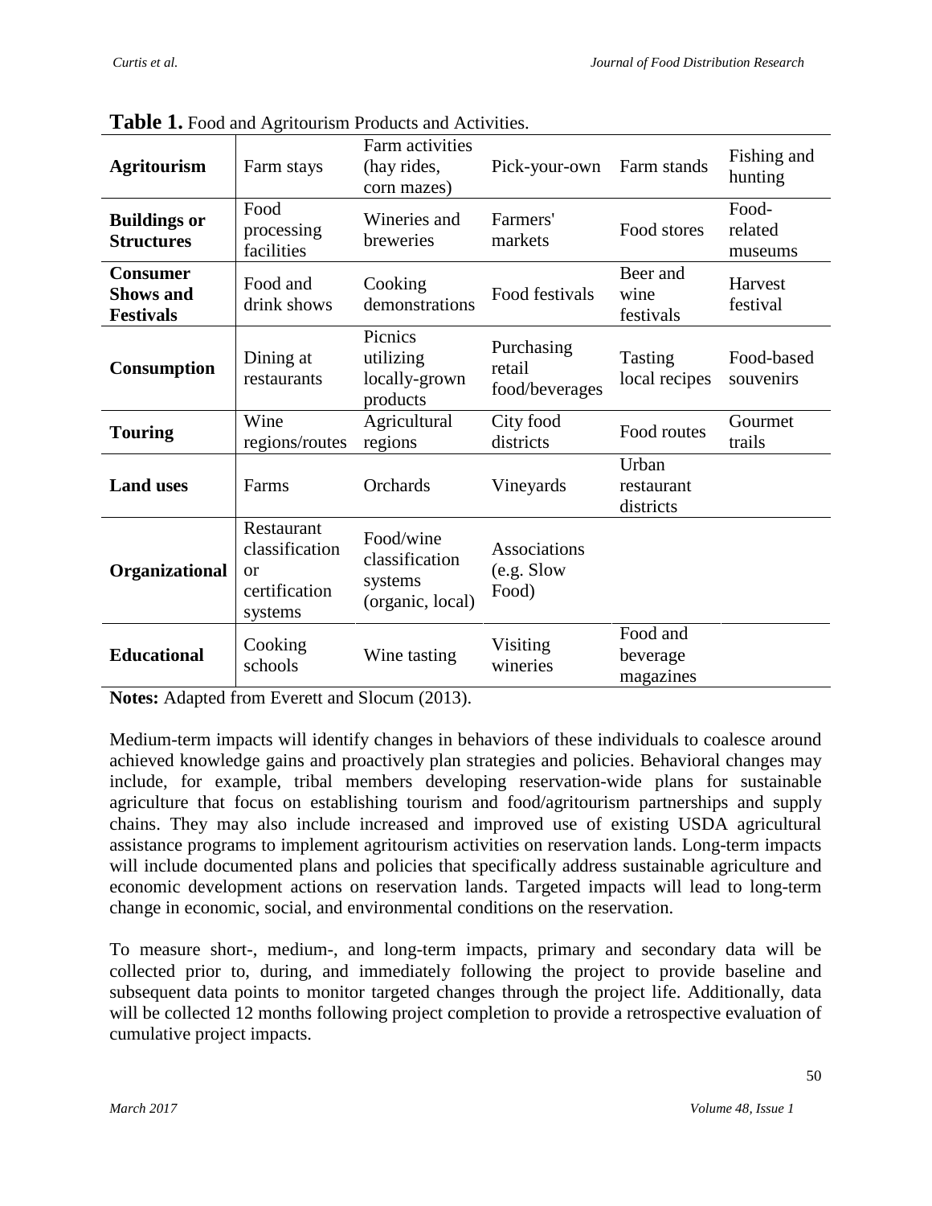**Table 1.** Food and Agritourism Products and Activities.

| | | | | | |
|---|---|---|---|---|---|
| **Agritourism** | Farm stays | Farm activities (hay rides, corn mazes) | Pick-your-own | Farm stands | Fishing and hunting |
| **Buildings or Structures** | Food processing facilities | Wineries and breweries | Farmers' markets | Food stores | Food-related museums |
| **Consumer Shows and Festivals** | Food and drink shows | Cooking demonstrations | Food festivals | Beer and wine festivals | Harvest festival |
| **Consumption** | Dining at restaurants | Picnics utilizing locally-grown products | Purchasing retail food/beverages | Tasting local recipes | Food-based souvenirs |
| **Touring** | Wine regions/routes | Agricultural regions | City food districts | Food routes | Gourmet trails |
| **Land uses** | Farms | Orchards | Vineyards | Urban restaurant districts | |
| **Organizational** | Restaurant classification or certification systems | Food/wine classification systems (organic, local) | Associations (e.g. Slow Food) | | |
| **Educational** | Cooking schools | Wine tasting | Visiting wineries | Food and beverage magazines | |

**Notes:** Adapted from Everett and Slocum (2013).

Medium-term impacts will identify changes in behaviors of these individuals to coalesce around achieved knowledge gains and proactively plan strategies and policies. Behavioral changes may include, for example, tribal members developing reservation-wide plans for sustainable agriculture that focus on establishing tourism and food/agritourism partnerships and supply chains. They may also include increased and improved use of existing USDA agricultural assistance programs to implement agritourism activities on reservation lands. Long-term impacts will include documented plans and policies that specifically address sustainable agriculture and economic development actions on reservation lands. Targeted impacts will lead to long-term change in economic, social, and environmental conditions on the reservation.

To measure short-, medium-, and long-term impacts, primary and secondary data will be collected prior to, during, and immediately following the project to provide baseline and subsequent data points to monitor targeted changes through the project life. Additionally, data will be collected 12 months following project completion to provide a retrospective evaluation of cumulative project impacts.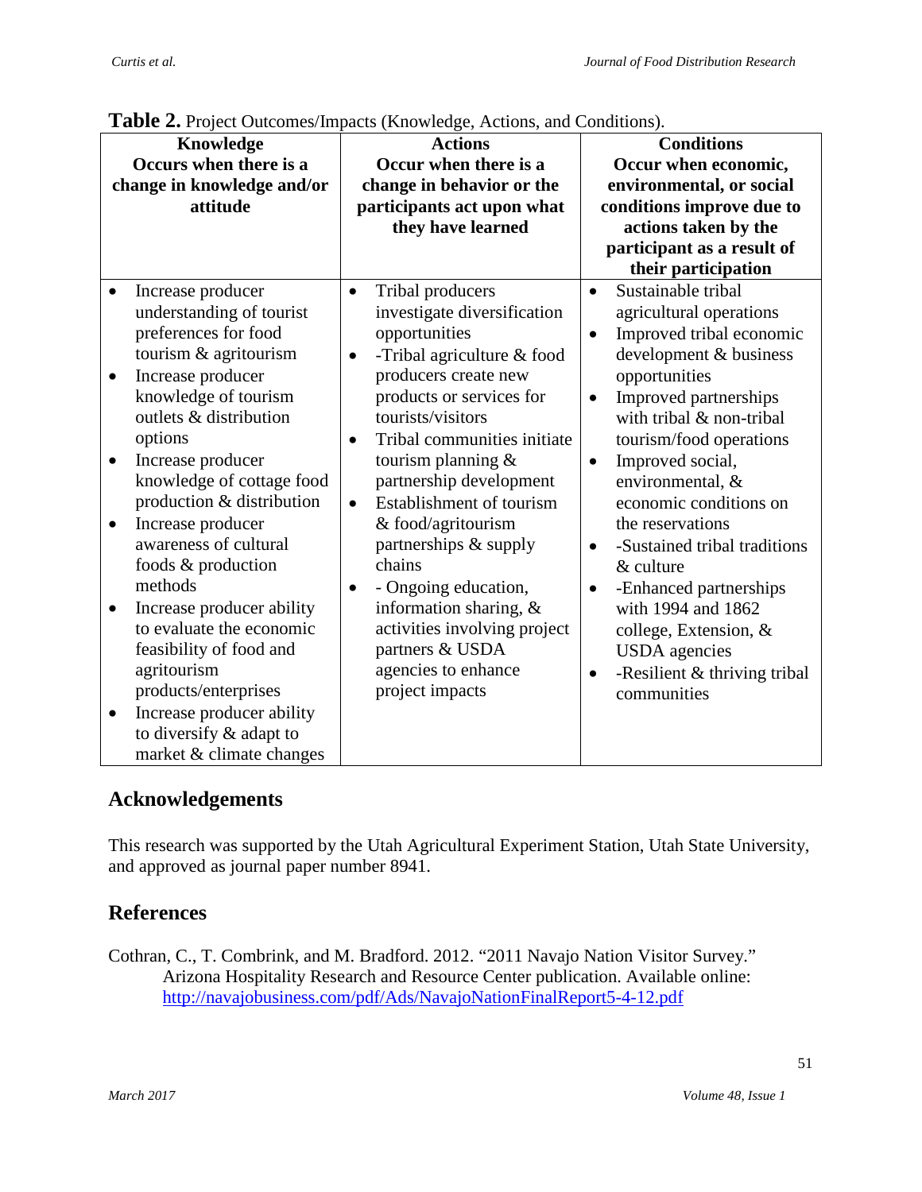**Table 2.** Project Outcomes/Impacts (Knowledge, Actions, and Conditions).

| **Knowledge** **Occurs when there is a change in knowledge and/or attitude** | **Actions** **Occur when there is a change in behavior or the participants act upon what they have learned** | **Conditions** **Occur when economic, environmental, or social conditions improve due to actions taken by the participant as a result of their participation** |
|---|---|---|
| • Increase producer understanding of tourist preferences for food tourism & agritourism<br>• Increase producer knowledge of tourism outlets & distribution options<br>• Increase producer knowledge of cottage food production & distribution<br>• Increase producer awareness of cultural foods & production methods<br>• Increase producer ability to evaluate the economic feasibility of food and agritourism products/enterprises<br>• Increase producer ability to diversify & adapt to market & climate changes | • Tribal producers investigate diversification opportunities<br>• -Tribal agriculture & food producers create new products or services for tourists/visitors<br>• Tribal communities initiate tourism planning & partnership development<br>• Establishment of tourism & food/agritourism partnerships & supply chains<br>• - Ongoing education, information sharing, & activities involving project partners & USDA agencies to enhance project impacts | • Sustainable tribal agricultural operations<br>• Improved tribal economic development & business opportunities<br>• Improved partnerships with tribal & non-tribal tourism/food operations<br>• Improved social, environmental, & economic conditions on the reservations<br>• -Sustained tribal traditions & culture<br>• -Enhanced partnerships with 1994 and 1862 college, Extension, & USDA agencies<br>• -Resilient & thriving tribal communities |

## Acknowledgements

This research was supported by the Utah Agricultural Experiment Station, Utah State University, and approved as journal paper number 8941.

## References

Cothran, C., T. Combrink, and M. Bradford. 2012. "2011 Navajo Nation Visitor Survey." Arizona Hospitality Research and Resource Center publication. Available online: http://navajobusiness.com/pdf/Ads/NavajoNationFinalReport5-4-12.pdf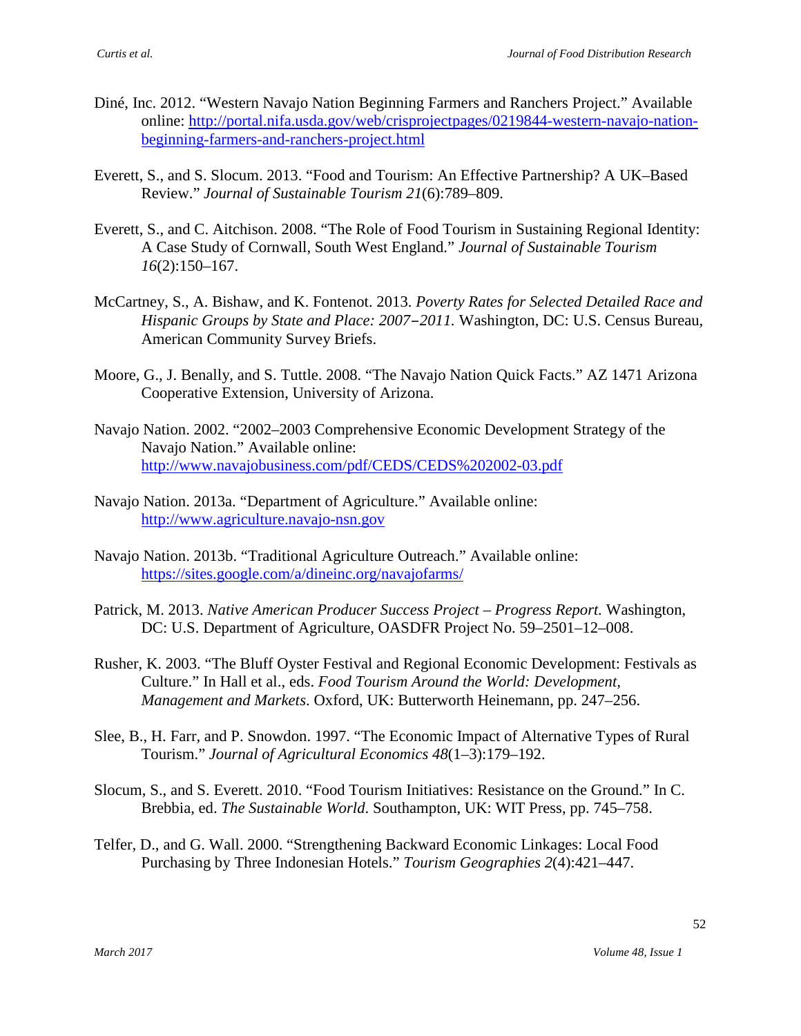Diné, Inc. 2012. “Western Navajo Nation Beginning Farmers and Ranchers Project.” Available online: http://portal.nifa.usda.gov/web/crisprojectpages/0219844-western-navajo-nation-beginning-farmers-and-ranchers-project.html

Everett, S., and S. Slocum. 2013. “Food and Tourism: An Effective Partnership? A UK–Based Review.” *Journal of Sustainable Tourism 21*(6):789–809.

Everett, S., and C. Aitchison. 2008. “The Role of Food Tourism in Sustaining Regional Identity: A Case Study of Cornwall, South West England.” *Journal of Sustainable Tourism 16*(2):150–167.

McCartney, S., A. Bishaw, and K. Fontenot. 2013. *Poverty Rates for Selected Detailed Race and Hispanic Groups by State and Place: 2007–2011.* Washington, DC: U.S. Census Bureau, American Community Survey Briefs.

Moore, G., J. Benally, and S. Tuttle. 2008. “The Navajo Nation Quick Facts.” AZ 1471 Arizona Cooperative Extension, University of Arizona.

Navajo Nation. 2002. “2002–2003 Comprehensive Economic Development Strategy of the Navajo Nation.” Available online: http://www.navajobusiness.com/pdf/CEDS/CEDS%202002-03.pdf

Navajo Nation. 2013a. “Department of Agriculture.” Available online: http://www.agriculture.navajo-nsn.gov

Navajo Nation. 2013b. “Traditional Agriculture Outreach.” Available online: https://sites.google.com/a/dineinc.org/navajofarms/

Patrick, M. 2013. *Native American Producer Success Project – Progress Report.* Washington, DC: U.S. Department of Agriculture, OASDFR Project No. 59–2501–12–008.

Rusher, K. 2003. “The Bluff Oyster Festival and Regional Economic Development: Festivals as Culture.” In Hall et al., eds. *Food Tourism Around the World: Development, Management and Markets*. Oxford, UK: Butterworth Heinemann, pp. 247–256.

Slee, B., H. Farr, and P. Snowdon. 1997. “The Economic Impact of Alternative Types of Rural Tourism.” *Journal of Agricultural Economics 48*(1–3):179–192.

Slocum, S., and S. Everett. 2010. “Food Tourism Initiatives: Resistance on the Ground.” In C. Brebbia, ed. *The Sustainable World*. Southampton, UK: WIT Press, pp. 745–758.

Telfer, D., and G. Wall. 2000. “Strengthening Backward Economic Linkages: Local Food Purchasing by Three Indonesian Hotels.” *Tourism Geographies 2*(4):421–447.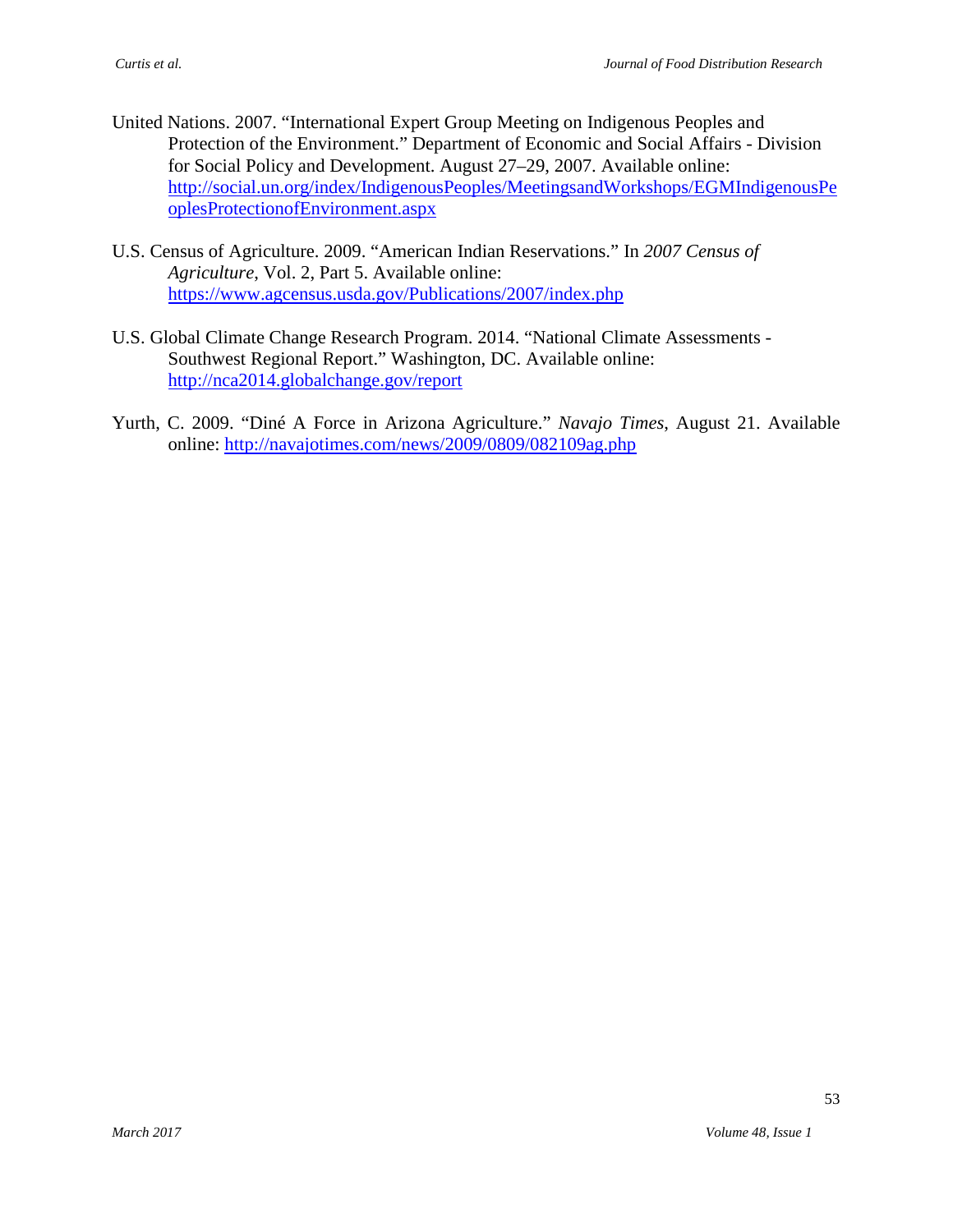United Nations. 2007. "International Expert Group Meeting on Indigenous Peoples and Protection of the Environment." Department of Economic and Social Affairs - Division for Social Policy and Development. August 27–29, 2007. Available online: http://social.un.org/index/IndigenousPeoples/MeetingsandWorkshops/EGMIndigenousPeoplesProtectionofEnvironment.aspx

U.S. Census of Agriculture. 2009. "American Indian Reservations." In *2007 Census of Agriculture*, Vol. 2, Part 5. Available online: https://www.agcensus.usda.gov/Publications/2007/index.php

U.S. Global Climate Change Research Program. 2014. "National Climate Assessments - Southwest Regional Report." Washington, DC. Available online: http://nca2014.globalchange.gov/report

Yurth, C. 2009. "Diné A Force in Arizona Agriculture." *Navajo Times*, August 21. Available online: http://navajotimes.com/news/2009/0809/082109ag.php